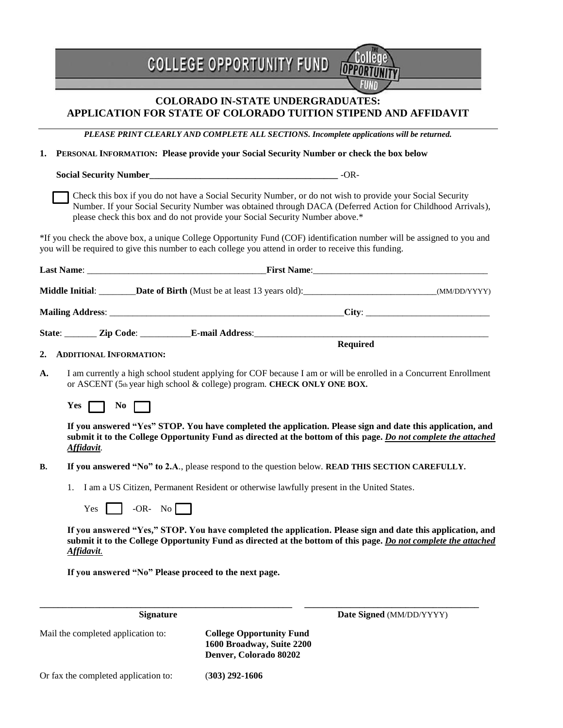# COLLEGE OPPORTUNITY FUND

## COLORADO IN-STATE UNDERGRADUATES: APPLICATION FOR STATE OF COLORADO TUITION STIPEND AND AFFIDAVIT

***PLEASE PRINT CLEARLY AND COMPLETE ALL SECTIONS. Incomplete applications will be returned.***

**1. PERSONAL INFORMATION: Please provide your Social Security Number or check the box below**

**Social Security Number**__________________________________________ -OR-

☐ Check this box if you do not have a Social Security Number, or do not wish to provide your Social Security Number. If your Social Security Number was obtained through DACA (Deferred Action for Childhood Arrivals), please check this box and do not provide your Social Security Number above.*

*If you check the above box, a unique College Opportunity Fund (COF) identification number will be assigned to you and you will be required to give this number to each college you attend in order to receive this funding.

**Last Name**: ________________________________________**First Name**:______________________________________

**Middle Initial**: ________**Date of Birth** (Must be at least 13 years old):_____________________________(MM/DD/YYYY)

**Mailing Address**: ______________________________________________________**City**: ___________________________

**State**: _______ **Zip Code**: ___________**E-mail Address**:_____________________________________________________
**Required**

**2. ADDITIONAL INFORMATION:**

**A.** I am currently a high school student applying for COF because I am or will be enrolled in a Concurrent Enrollment or ASCENT (5th year high school & college) program. **CHECK ONLY ONE BOX.**

**Yes** ☐ **No** ☐

**If you answered "Yes" STOP. You have completed the application. Please sign and date this application, and submit it to the College Opportunity Fund as directed at the bottom of this page. *Do not complete the attached Affidavit*.**

**B. If you answered "No" to 2.A**., please respond to the question below. **READ THIS SECTION CAREFULLY.**

1. I am a US Citizen, Permanent Resident or otherwise lawfully present in the United States.

   Yes ☐ -OR- No ☐

**If you answered "Yes," STOP. You have completed the application. Please sign and date this application, and submit it to the College Opportunity Fund as directed at the bottom of this page. *Do not complete the attached Affidavit*.**

**If you answered "No" Please proceed to the next page.**

__________________________________________________ ____________________________________

**Signature** **Date Signed** (MM/DD/YYYY)

Mail the completed application to: **College Opportunity Fund**
**1600 Broadway, Suite 2200**
**Denver, Colorado 80202**

Or fax the completed application to: (**303) 292-1606**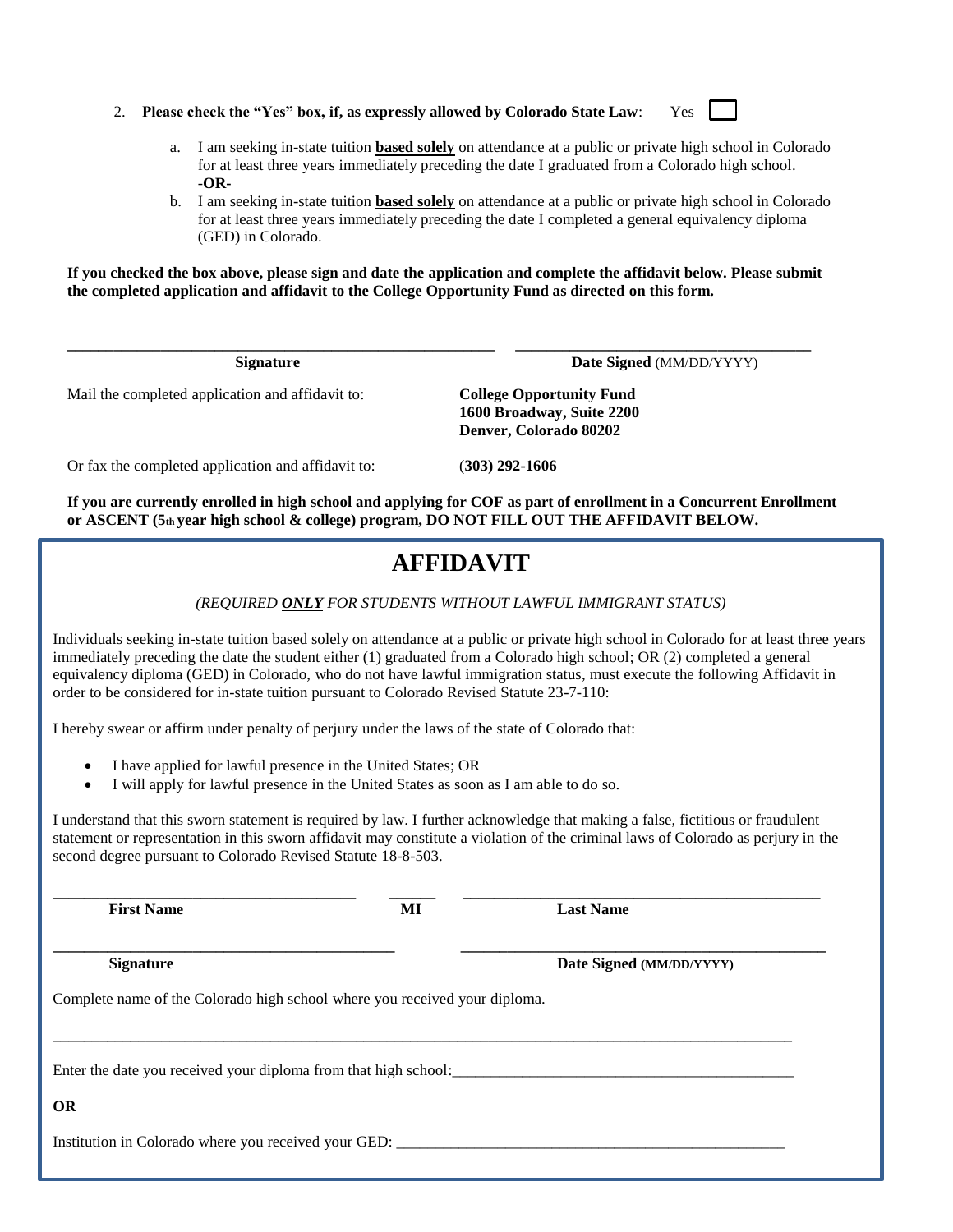2. **Please check the "Yes" box, if, as expressly allowed by Colorado State Law**: Yes ☐

   a. I am seeking in-state tuition **based solely** on attendance at a public or private high school in Colorado for at least three years immediately preceding the date I graduated from a Colorado high school.
   **-OR-**
   b. I am seeking in-state tuition **based solely** on attendance at a public or private high school in Colorado for at least three years immediately preceding the date I completed a general equivalency diploma (GED) in Colorado.

**If you checked the box above, please sign and date the application and complete the affidavit below. Please submit the completed application and affidavit to the College Opportunity Fund as directed on this form.**

_______________________________________________ ___________________________________

**Signature** **Date Signed** (MM/DD/YYYY)

Mail the completed application and affidavit to:

**College Opportunity Fund**
**1600 Broadway, Suite 2200**
**Denver, Colorado 80202**

Or fax the completed application and affidavit to: (**303) 292-1606**

**If you are currently enrolled in high school and applying for COF as part of enrollment in a Concurrent Enrollment or ASCENT (5th year high school & college) program, DO NOT FILL OUT THE AFFIDAVIT BELOW.**

# AFFIDAVIT

*(REQUIRED **ONLY** FOR STUDENTS WITHOUT LAWFUL IMMIGRANT STATUS)*

Individuals seeking in-state tuition based solely on attendance at a public or private high school in Colorado for at least three years immediately preceding the date the student either (1) graduated from a Colorado high school; OR (2) completed a general equivalency diploma (GED) in Colorado, who do not have lawful immigration status, must execute the following Affidavit in order to be considered for in-state tuition pursuant to Colorado Revised Statute 23-7-110:

I hereby swear or affirm under penalty of perjury under the laws of the state of Colorado that:

- I have applied for lawful presence in the United States; OR
- I will apply for lawful presence in the United States as soon as I am able to do so.

I understand that this sworn statement is required by law. I further acknowledge that making a false, fictitious or fraudulent statement or representation in this sworn affidavit may constitute a violation of the criminal laws of Colorado as perjury in the second degree pursuant to Colorado Revised Statute 18-8-503.

___________________________________ ______ _________________________________________

**First Name** **MI** **Last Name**

_________________________________________ _________________________________________

**Signature** **Date Signed (MM/DD/YYYY)**

Complete name of the Colorado high school where you received your diploma.

_____________________________________________________________________________________

Enter the date you received your diploma from that high school:__________________________________________

**OR**

Institution in Colorado where you received your GED: ________________________________________________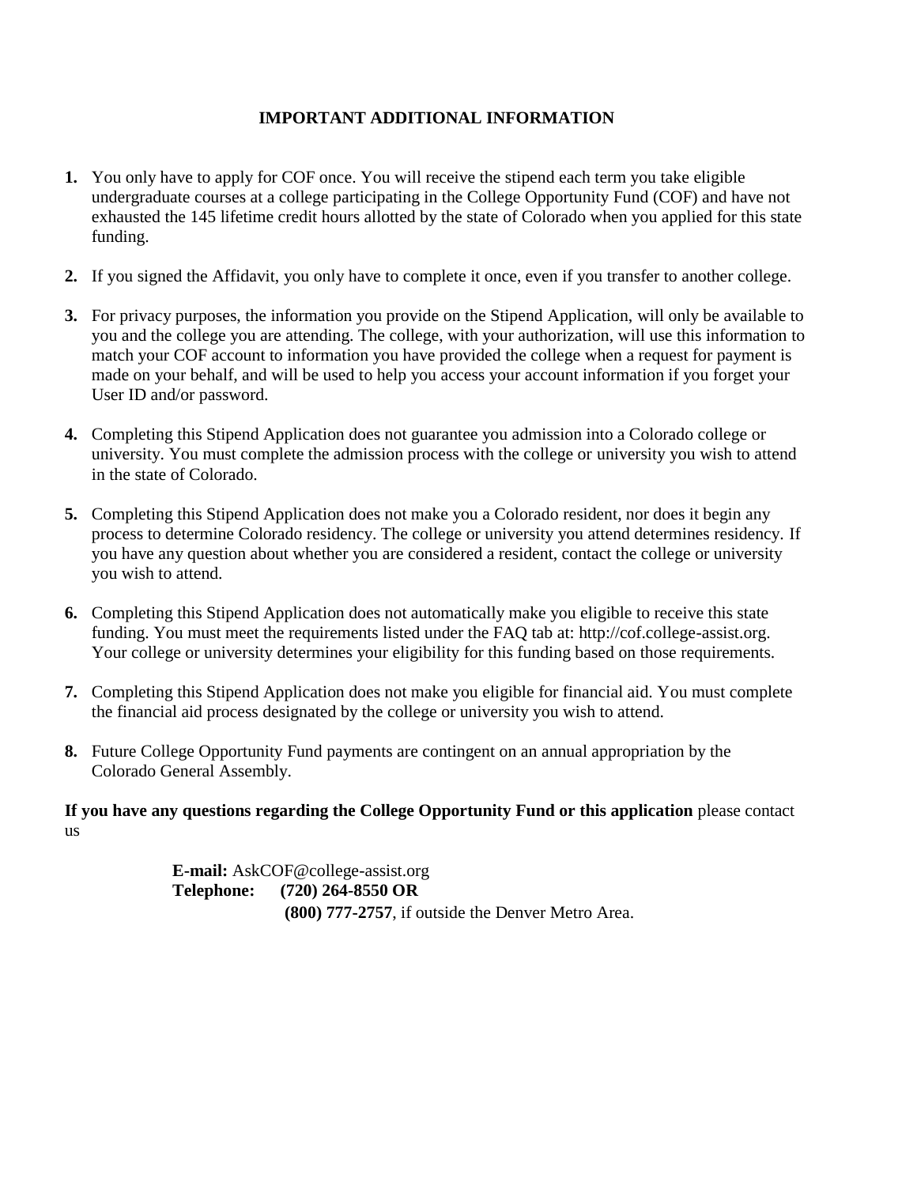## IMPORTANT ADDITIONAL INFORMATION

1. You only have to apply for COF once. You will receive the stipend each term you take eligible undergraduate courses at a college participating in the College Opportunity Fund (COF) and have not exhausted the 145 lifetime credit hours allotted by the state of Colorado when you applied for this state funding.

2. If you signed the Affidavit, you only have to complete it once, even if you transfer to another college.

3. For privacy purposes, the information you provide on the Stipend Application, will only be available to you and the college you are attending. The college, with your authorization, will use this information to match your COF account to information you have provided the college when a request for payment is made on your behalf, and will be used to help you access your account information if you forget your User ID and/or password.

4. Completing this Stipend Application does not guarantee you admission into a Colorado college or university. You must complete the admission process with the college or university you wish to attend in the state of Colorado.

5. Completing this Stipend Application does not make you a Colorado resident, nor does it begin any process to determine Colorado residency. The college or university you attend determines residency. If you have any question about whether you are considered a resident, contact the college or university you wish to attend.

6. Completing this Stipend Application does not automatically make you eligible to receive this state funding. You must meet the requirements listed under the FAQ tab at: http://cof.college-assist.org. Your college or university determines your eligibility for this funding based on those requirements.

7. Completing this Stipend Application does not make you eligible for financial aid. You must complete the financial aid process designated by the college or university you wish to attend.

8. Future College Opportunity Fund payments are contingent on an annual appropriation by the Colorado General Assembly.

**If you have any questions regarding the College Opportunity Fund or this application** please contact us

**E-mail:** AskCOF@college-assist.org
**Telephone:** **(720) 264-8550 OR**
**(800) 777-2757**, if outside the Denver Metro Area.